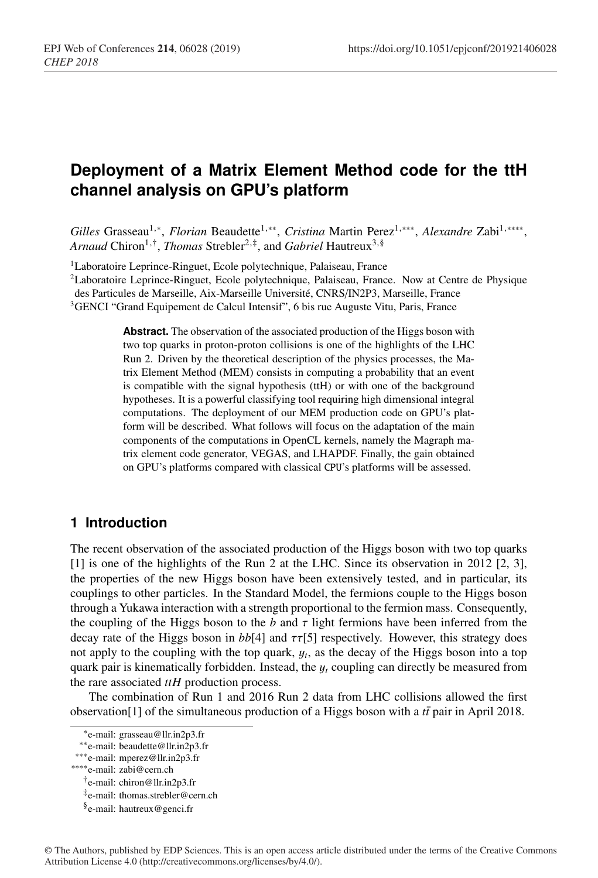# Deployment of a Matrix Element Method code for the ttH channel analysis on GPU's platform

*Gilles* Grasseau[1,*], *Florian* Beaudette[1,**], *Cristina* Martin Perez[1,***], *Alexandre* Zabi[1,****], *Arnaud* Chiron[1,†], *Thomas* Strebler[2,‡], and *Gabriel* Hautreux[3,§]

[1]Laboratoire Leprince-Ringuet, Ecole polytechnique, Palaiseau, France

[2]Laboratoire Leprince-Ringuet, Ecole polytechnique, Palaiseau, France. Now at Centre de Physique des Particules de Marseille, Aix-Marseille Université, CNRS/IN2P3, Marseille, France

[3]GENCI "Grand Equipement de Calcul Intensif", 6 bis rue Auguste Vitu, Paris, France

**Abstract.** The observation of the associated production of the Higgs boson with two top quarks in proton-proton collisions is one of the highlights of the LHC Run 2. Driven by the theoretical description of the physics processes, the Matrix Element Method (MEM) consists in computing a probability that an event is compatible with the signal hypothesis (ttH) or with one of the background hypotheses. It is a powerful classifying tool requiring high dimensional integral computations. The deployment of our MEM production code on GPU's platform will be described. What follows will focus on the adaptation of the main components of the computations in OpenCL kernels, namely the Magraph matrix element code generator, VEGAS, and LHAPDF. Finally, the gain obtained on GPU's platforms compared with classical CPU's platforms will be assessed.

## 1 Introduction

The recent observation of the associated production of the Higgs boson with two top quarks [1] is one of the highlights of the Run 2 at the LHC. Since its observation in 2012 [2, 3], the properties of the new Higgs boson have been extensively tested, and in particular, its couplings to other particles. In the Standard Model, the fermions couple to the Higgs boson through a Yukawa interaction with a strength proportional to the fermion mass. Consequently, the coupling of the Higgs boson to the $b$ and $\tau$ light fermions have been inferred from the decay rate of the Higgs boson in $bb$[4] and $\tau\tau$[5] respectively. However, this strategy does not apply to the coupling with the top quark, $y_t$, as the decay of the Higgs boson into a top quark pair is kinematically forbidden. Instead, the $y_t$ coupling can directly be measured from the rare associated $ttH$ production process.

The combination of Run 1 and 2016 Run 2 data from LHC collisions allowed the first observation[1] of the simultaneous production of a Higgs boson with a $t\bar{t}$ pair in April 2018.

*e-mail: grasseau@llr.in2p3.fr

**e-mail: beaudette@llr.in2p3.fr

***e-mail: mperez@llr.in2p3.fr

****e-mail: zabi@cern.ch

†e-mail: chiron@llr.in2p3.fr

‡e-mail: thomas.strebler@cern.ch

§e-mail: hautreux@genci.fr

© The Authors, published by EDP Sciences. This is an open access article distributed under the terms of the Creative Commons Attribution License 4.0 (http://creativecommons.org/licenses/by/4.0/).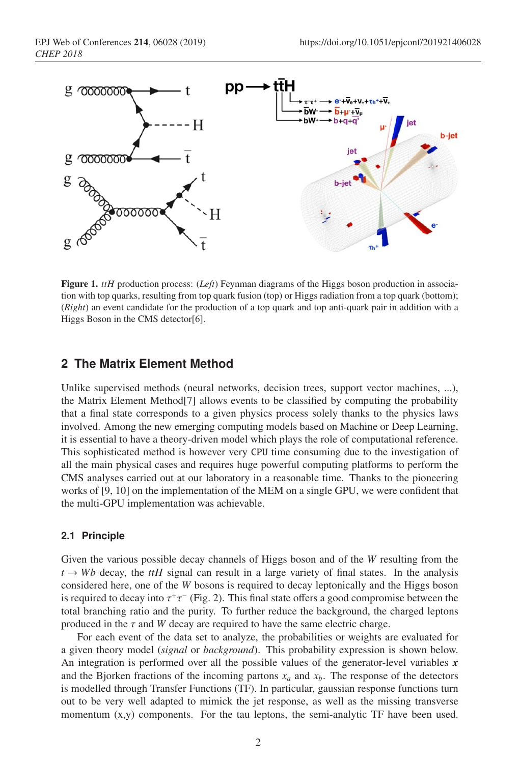**Figure 1.** *ttH* production process: (*Left*) Feynman diagrams of the Higgs boson production in association with top quarks, resulting from top quark fusion (top) or Higgs radiation from a top quark (bottom); (*Right*) an event candidate for the production of a top quark and top anti-quark pair in addition with a Higgs Boson in the CMS detector[6].

## 2 The Matrix Element Method

Unlike supervised methods (neural networks, decision trees, support vector machines, ...), the Matrix Element Method[7] allows events to be classified by computing the probability that a final state corresponds to a given physics process solely thanks to the physics laws involved. Among the new emerging computing models based on Machine or Deep Learning, it is essential to have a theory-driven model which plays the role of computational reference. This sophisticated method is however very CPU time consuming due to the investigation of all the main physical cases and requires huge powerful computing platforms to perform the CMS analyses carried out at our laboratory in a reasonable time. Thanks to the pioneering works of [9, 10] on the implementation of the MEM on a single GPU, we were confident that the multi-GPU implementation was achievable.

### 2.1 Principle

Given the various possible decay channels of Higgs boson and of the $W$ resulting from the $t \to Wb$ decay, the $ttH$ signal can result in a large variety of final states. In the analysis considered here, one of the $W$ bosons is required to decay leptonically and the Higgs boson is required to decay into $\tau^+\tau^-$ (Fig. 2). This final state offers a good compromise between the total branching ratio and the purity. To further reduce the background, the charged leptons produced in the $\tau$ and $W$ decay are required to have the same electric charge.

For each event of the data set to analyze, the probabilities or weights are evaluated for a given theory model (*signal* or *background*). This probability expression is shown below. An integration is performed over all the possible values of the generator-level variables $\boldsymbol{x}$ and the Bjorken fractions of the incoming partons $x_a$ and $x_b$. The response of the detectors is modelled through Transfer Functions (TF). In particular, gaussian response functions turn out to be very well adapted to mimick the jet response, as well as the missing transverse momentum (x,y) components. For the tau leptons, the semi-analytic TF have been used.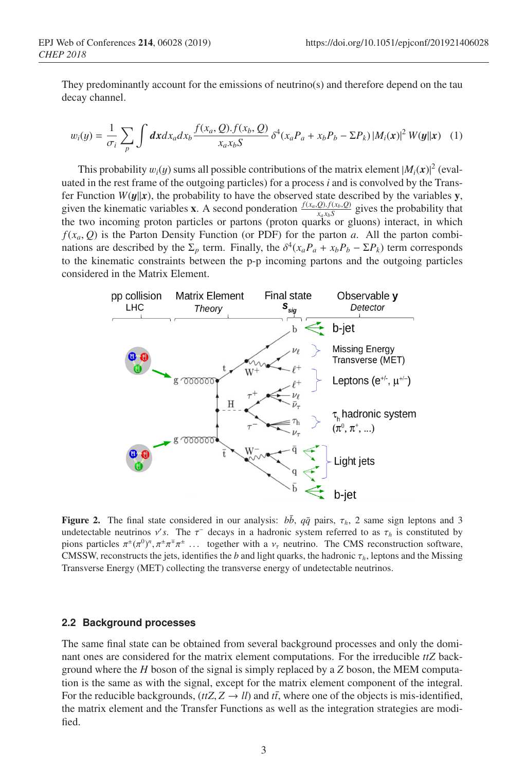They predominantly account for the emissions of neutrino(s) and therefore depend on the tau decay channel.

$$w_i(y) = \frac{1}{\sigma_i} \sum_p \int \boldsymbol{dx} dx_a dx_b \frac{f(x_a, Q).f(x_b, Q)}{x_a x_b S} \delta^4(x_a P_a + x_b P_b - \Sigma P_k) |M_i(\boldsymbol{x})|^2 \, W(\boldsymbol{y}||\boldsymbol{x}) \quad (1)$$

This probability $w_i(y)$ sums all possible contributions of the matrix element $|M_i(\boldsymbol{x})|^2$ (evaluated in the rest frame of the outgoing particles) for a process $i$ and is convolved by the Transfer Function $W(\boldsymbol{y}||\boldsymbol{x})$, the probability to have the observed state described by the variables $\mathbf{y}$, given the kinematic variables $\mathbf{x}$. A second ponderation $\frac{f(x_a,Q).f(x_b,Q)}{x_a x_b S}$ gives the probability that the two incoming proton particles or partons (proton quarks or gluons) interact, in which $f(x_a, Q)$ is the Parton Density Function (or PDF) for the parton $a$. All the parton combinations are described by the $\Sigma_p$ term. Finally, the $\delta^4(x_a P_a + x_b P_b - \Sigma P_k)$ term corresponds to the kinematic constraints between the p-p incoming partons and the outgoing particles considered in the Matrix Element.

**Figure 2.** The final state considered in our analysis: $b\bar{b}$, $q\bar{q}$ pairs, $\tau_h$, 2 same sign leptons and 3 undetectable neutrinos $\nu's$. The $\tau^-$ decays in a hadronic system referred to as $\tau_h$ is constituted by pions particles $\pi^{\pm}(\pi^0)^n, \pi^{+}\pi^{\mp}\pi^{\pm} \ldots$ together with a $\nu_\tau$ neutrino. The CMS reconstruction software, CMSSW, reconstructs the jets, identifies the $b$ and light quarks, the hadronic $\tau_h$, leptons and the Missing Transverse Energy (MET) collecting the transverse energy of undetectable neutrinos.

### 2.2 Background processes

The same final state can be obtained from several background processes and only the dominant ones are considered for the matrix element computations. For the irreducible $ttZ$ background where the $H$ boson of the signal is simply replaced by a $Z$ boson, the MEM computation is the same as with the signal, except for the matrix element component of the integral. For the reducible backgrounds, ($ttZ, Z \to ll$) and $t\bar{t}$, where one of the objects is mis-identified, the matrix element and the Transfer Functions as well as the integration strategies are modified.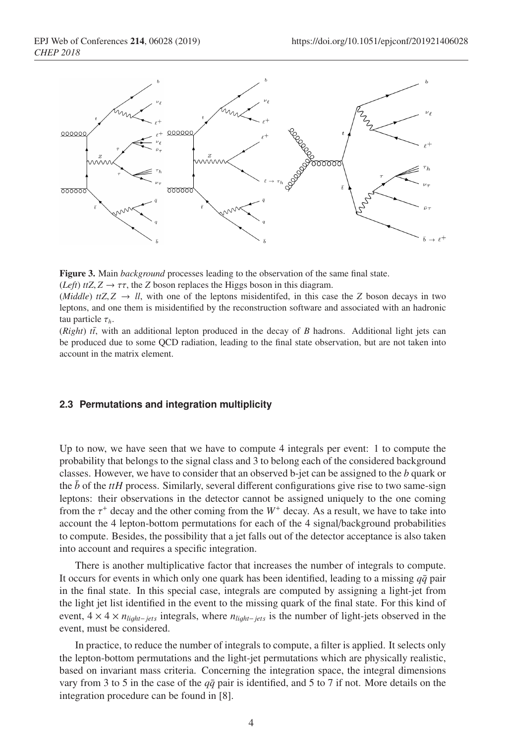**Figure 3.** Main *background* processes leading to the observation of the same final state.
(*Left*) $ttZ, Z \rightarrow \tau\tau$, the $Z$ boson replaces the Higgs boson in this diagram.
(*Middle*) $ttZ, Z \rightarrow ll$, with one of the leptons misidentifed, in this case the $Z$ boson decays in two leptons, and one them is misidentified by the reconstruction software and associated with an hadronic tau particle $\tau_h$.
(*Right*) $t\bar{t}$, with an additional lepton produced in the decay of $B$ hadrons. Additional light jets can be produced due to some QCD radiation, leading to the final state observation, but are not taken into account in the matrix element.

### 2.3 Permutations and integration multiplicity

Up to now, we have seen that we have to compute 4 integrals per event: 1 to compute the probability that belongs to the signal class and 3 to belong each of the considered background classes. However, we have to consider that an observed b-jet can be assigned to the $b$ quark or the $\bar{b}$ of the $ttH$ process. Similarly, several different configurations give rise to two same-sign leptons: their observations in the detector cannot be assigned uniquely to the one coming from the $\tau^+$ decay and the other coming from the $W^+$ decay. As a result, we have to take into account the 4 lepton-bottom permutations for each of the 4 signal/background probabilities to compute. Besides, the possibility that a jet falls out of the detector acceptance is also taken into account and requires a specific integration.

There is another multiplicative factor that increases the number of integrals to compute. It occurs for events in which only one quark has been identified, leading to a missing $q\bar{q}$ pair in the final state. In this special case, integrals are computed by assigning a light-jet from the light jet list identified in the event to the missing quark of the final state. For this kind of event, $4 \times 4 \times n_{light-jets}$ integrals, where $n_{light-jets}$ is the number of light-jets observed in the event, must be considered.

In practice, to reduce the number of integrals to compute, a filter is applied. It selects only the lepton-bottom permutations and the light-jet permutations which are physically realistic, based on invariant mass criteria. Concerning the integration space, the integral dimensions vary from 3 to 5 in the case of the $q\bar{q}$ pair is identified, and 5 to 7 if not. More details on the integration procedure can be found in [8].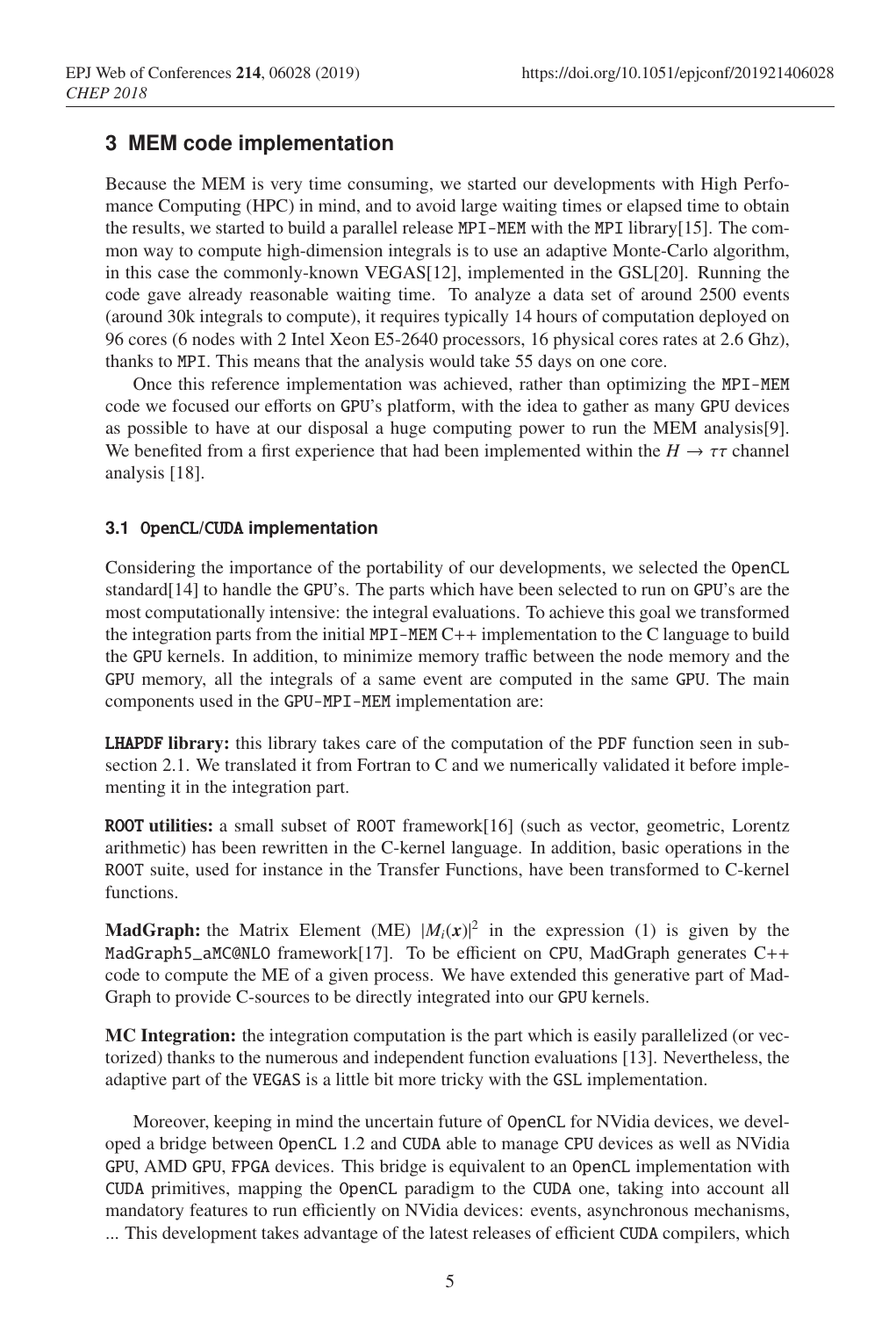## 3 MEM code implementation

Because the MEM is very time consuming, we started our developments with High Perfomance Computing (HPC) in mind, and to avoid large waiting times or elapsed time to obtain the results, we started to build a parallel release MPI-MEM with the MPI library[15]. The common way to compute high-dimension integrals is to use an adaptive Monte-Carlo algorithm, in this case the commonly-known VEGAS[12], implemented in the GSL[20]. Running the code gave already reasonable waiting time. To analyze a data set of around 2500 events (around 30k integrals to compute), it requires typically 14 hours of computation deployed on 96 cores (6 nodes with 2 Intel Xeon E5-2640 processors, 16 physical cores rates at 2.6 Ghz), thanks to MPI. This means that the analysis would take 55 days on one core.

Once this reference implementation was achieved, rather than optimizing the MPI-MEM code we focused our efforts on GPU's platform, with the idea to gather as many GPU devices as possible to have at our disposal a huge computing power to run the MEM analysis[9]. We benefited from a first experience that had been implemented within the $H \to \tau\tau$ channel analysis [18].

### 3.1 OpenCL/CUDA implementation

Considering the importance of the portability of our developments, we selected the OpenCL standard[14] to handle the GPU's. The parts which have been selected to run on GPU's are the most computationally intensive: the integral evaluations. To achieve this goal we transformed the integration parts from the initial MPI-MEM C++ implementation to the C language to build the GPU kernels. In addition, to minimize memory traffic between the node memory and the GPU memory, all the integrals of a same event are computed in the same GPU. The main components used in the GPU-MPI-MEM implementation are:

**LHAPDF library:** this library takes care of the computation of the PDF function seen in subsection 2.1. We translated it from Fortran to C and we numerically validated it before implementing it in the integration part.

**ROOT utilities:** a small subset of ROOT framework[16] (such as vector, geometric, Lorentz arithmetic) has been rewritten in the C-kernel language. In addition, basic operations in the ROOT suite, used for instance in the Transfer Functions, have been transformed to C-kernel functions.

**MadGraph:** the Matrix Element (ME) $|M_i(\boldsymbol{x})|^2$ in the expression (1) is given by the MadGraph5_aMC@NLO framework[17]. To be efficient on CPU, MadGraph generates C++ code to compute the ME of a given process. We have extended this generative part of MadGraph to provide C-sources to be directly integrated into our GPU kernels.

**MC Integration:** the integration computation is the part which is easily parallelized (or vectorized) thanks to the numerous and independent function evaluations [13]. Nevertheless, the adaptive part of the VEGAS is a little bit more tricky with the GSL implementation.

Moreover, keeping in mind the uncertain future of OpenCL for NVidia devices, we developed a bridge between OpenCL 1.2 and CUDA able to manage CPU devices as well as NVidia GPU, AMD GPU, FPGA devices. This bridge is equivalent to an OpenCL implementation with CUDA primitives, mapping the OpenCL paradigm to the CUDA one, taking into account all mandatory features to run efficiently on NVidia devices: events, asynchronous mechanisms, ... This development takes advantage of the latest releases of efficient CUDA compilers, which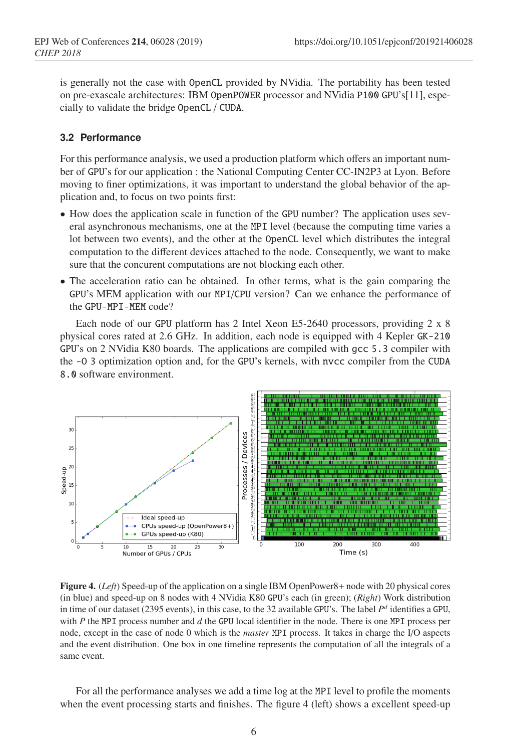is generally not the case with OpenCL provided by NVidia. The portability has been tested on pre-exascale architectures: IBM OpenPOWER processor and NVidia P100 GPU's[11], especially to validate the bridge OpenCL / CUDA.

### 3.2 Performance

For this performance analysis, we used a production platform which offers an important number of GPU's for our application : the National Computing Center CC-IN2P3 at Lyon. Before moving to finer optimizations, it was important to understand the global behavior of the application and, to focus on two points first:

- How does the application scale in function of the GPU number? The application uses several asynchronous mechanisms, one at the MPI level (because the computing time varies a lot between two events), and the other at the OpenCL level which distributes the integral computation to the different devices attached to the node. Consequently, we want to make sure that the concurent computations are not blocking each other.
- The acceleration ratio can be obtained. In other terms, what is the gain comparing the GPU's MEM application with our MPI/CPU version? Can we enhance the performance of the GPU-MPI-MEM code?

Each node of our GPU platform has 2 Intel Xeon E5-2640 processors, providing 2 x 8 physical cores rated at 2.6 GHz. In addition, each node is equipped with 4 Kepler GK-210 GPU's on 2 NVidia K80 boards. The applications are compiled with gcc 5.3 compiler with the -O 3 optimization option and, for the GPU's kernels, with nvcc compiler from the CUDA 8.0 software environment.

**Figure 4.** (*Left*) Speed-up of the application on a single IBM OpenPower8+ node with 20 physical cores (in blue) and speed-up on 8 nodes with 4 NVidia K80 GPU's each (in green); (*Right*) Work distribution in time of our dataset (2395 events), in this case, to the 32 available GPU's. The label $P^d$ identifies a GPU, with $P$ the MPI process number and $d$ the GPU local identifier in the node. There is one MPI process per node, except in the case of node 0 which is the *master* MPI process. It takes in charge the I/O aspects and the event distribution. One box in one timeline represents the computation of all the integrals of a same event.

For all the performance analyses we add a time log at the MPI level to profile the moments when the event processing starts and finishes. The figure 4 (left) shows a excellent speed-up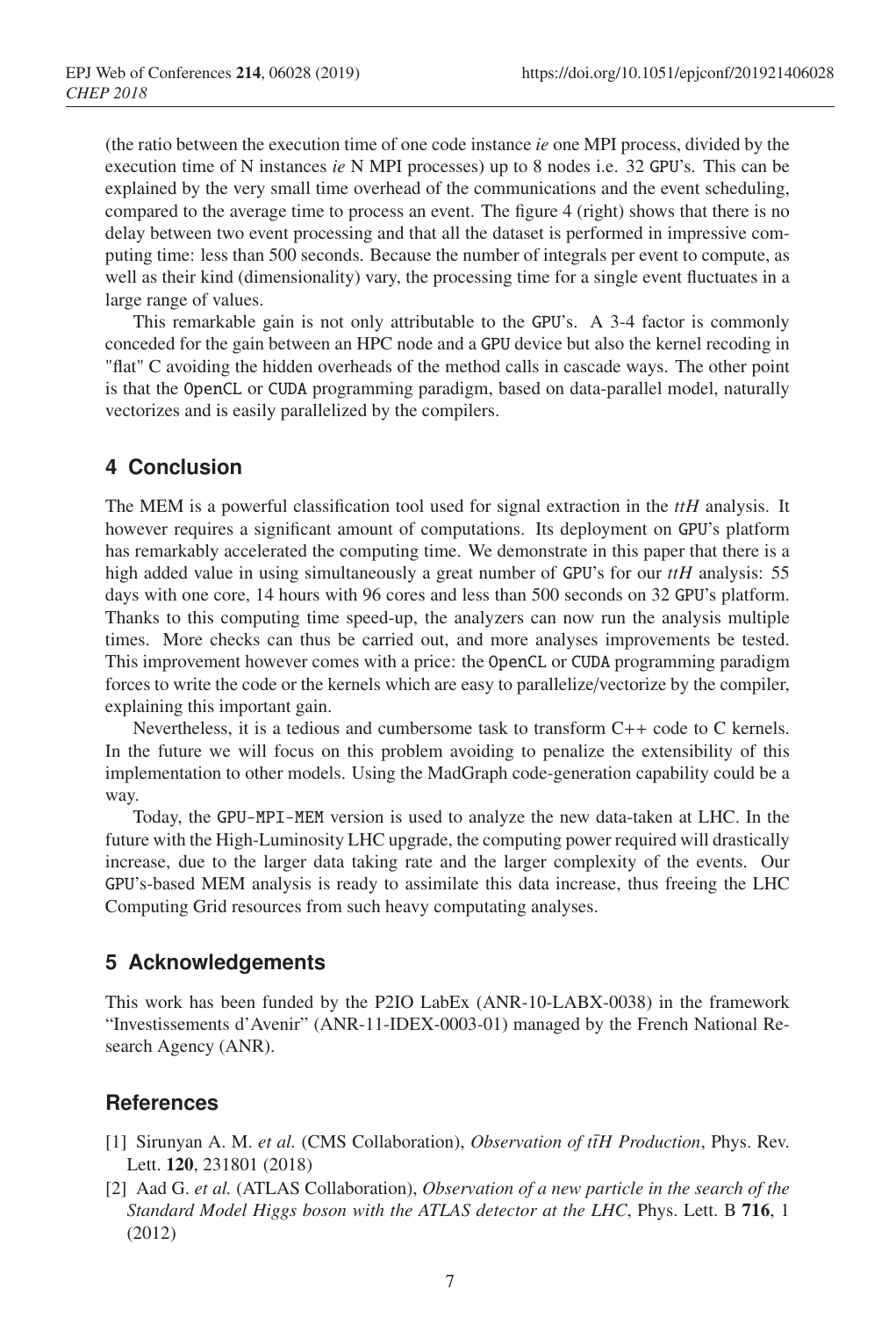(the ratio between the execution time of one code instance *ie* one MPI process, divided by the execution time of N instances *ie* N MPI processes) up to 8 nodes i.e. 32 GPU's. This can be explained by the very small time overhead of the communications and the event scheduling, compared to the average time to process an event. The figure 4 (right) shows that there is no delay between two event processing and that all the dataset is performed in impressive computing time: less than 500 seconds. Because the number of integrals per event to compute, as well as their kind (dimensionality) vary, the processing time for a single event fluctuates in a large range of values.

This remarkable gain is not only attributable to the GPU's. A 3-4 factor is commonly conceded for the gain between an HPC node and a GPU device but also the kernel recoding in "flat" C avoiding the hidden overheads of the method calls in cascade ways. The other point is that the OpenCL or CUDA programming paradigm, based on data-parallel model, naturally vectorizes and is easily parallelized by the compilers.

## 4 Conclusion

The MEM is a powerful classification tool used for signal extraction in the *ttH* analysis. It however requires a significant amount of computations. Its deployment on GPU's platform has remarkably accelerated the computing time. We demonstrate in this paper that there is a high added value in using simultaneously a great number of GPU's for our *ttH* analysis: 55 days with one core, 14 hours with 96 cores and less than 500 seconds on 32 GPU's platform. Thanks to this computing time speed-up, the analyzers can now run the analysis multiple times. More checks can thus be carried out, and more analyses improvements be tested. This improvement however comes with a price: the OpenCL or CUDA programming paradigm forces to write the code or the kernels which are easy to parallelize/vectorize by the compiler, explaining this important gain.

Nevertheless, it is a tedious and cumbersome task to transform C++ code to C kernels. In the future we will focus on this problem avoiding to penalize the extensibility of this implementation to other models. Using the MadGraph code-generation capability could be a way.

Today, the GPU-MPI-MEM version is used to analyze the new data-taken at LHC. In the future with the High-Luminosity LHC upgrade, the computing power required will drastically increase, due to the larger data taking rate and the larger complexity of the events. Our GPU's-based MEM analysis is ready to assimilate this data increase, thus freeing the LHC Computing Grid resources from such heavy computating analyses.

## 5 Acknowledgements

This work has been funded by the P2IO LabEx (ANR-10-LABX-0038) in the framework "Investissements d'Avenir" (ANR-11-IDEX-0003-01) managed by the French National Research Agency (ANR).

## References

[1] Sirunyan A. M. *et al.* (CMS Collaboration), *Observation of $t\bar{t}H$ Production*, Phys. Rev. Lett. **120**, 231801 (2018)

[2] Aad G. *et al.* (ATLAS Collaboration), *Observation of a new particle in the search of the Standard Model Higgs boson with the ATLAS detector at the LHC*, Phys. Lett. B **716**, 1 (2012)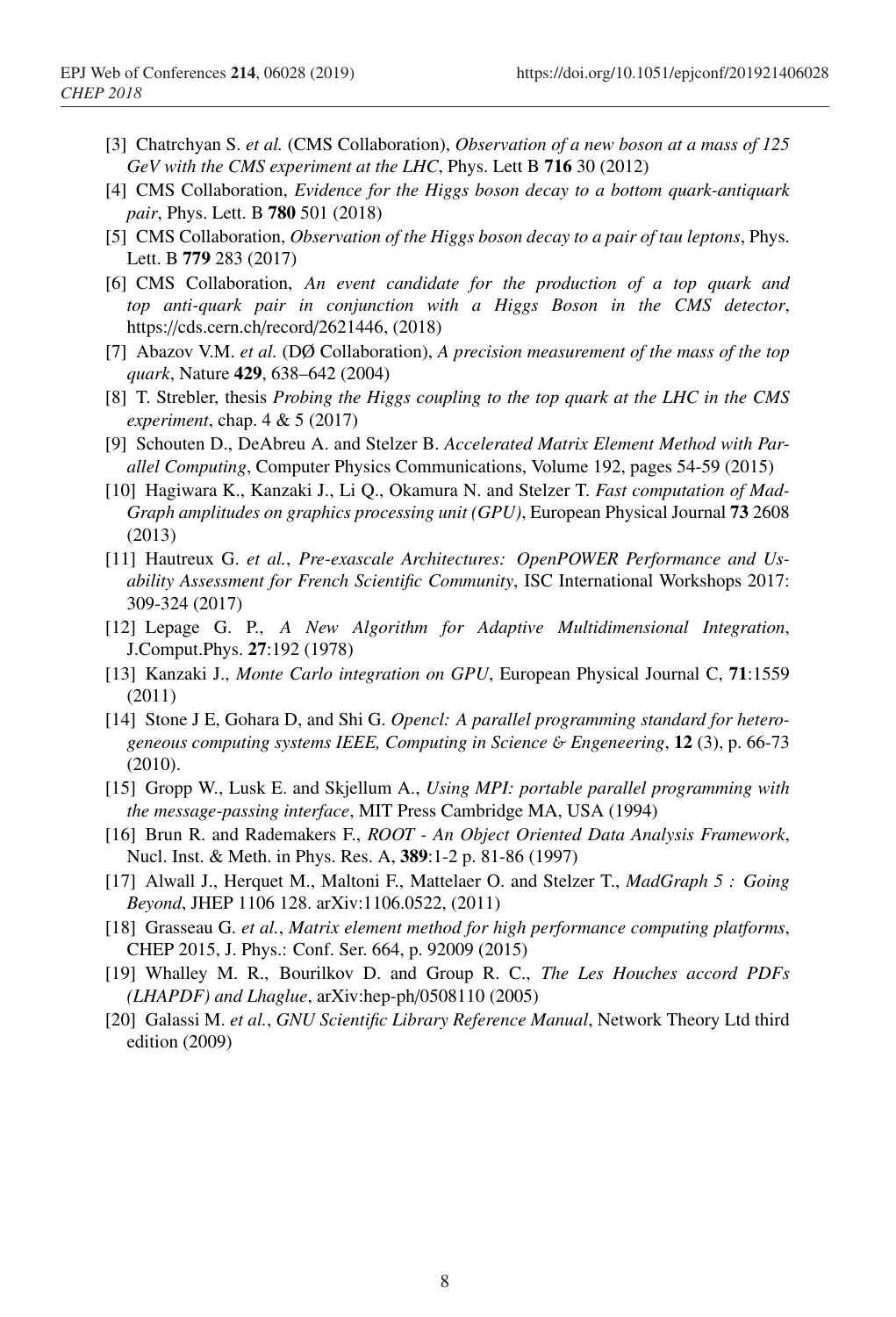[3] Chatrchyan S. *et al.* (CMS Collaboration), *Observation of a new boson at a mass of 125 GeV with the CMS experiment at the LHC*, Phys. Lett B **716** 30 (2012)

[4] CMS Collaboration, *Evidence for the Higgs boson decay to a bottom quark-antiquark pair*, Phys. Lett. B **780** 501 (2018)

[5] CMS Collaboration, *Observation of the Higgs boson decay to a pair of tau leptons*, Phys. Lett. B **779** 283 (2017)

[6] CMS Collaboration, *An event candidate for the production of a top quark and top anti-quark pair in conjunction with a Higgs Boson in the CMS detector*, https://cds.cern.ch/record/2621446, (2018)

[7] Abazov V.M. *et al.* (DØ Collaboration), *A precision measurement of the mass of the top quark*, Nature **429**, 638–642 (2004)

[8] T. Strebler, thesis *Probing the Higgs coupling to the top quark at the LHC in the CMS experiment*, chap. 4 & 5 (2017)

[9] Schouten D., DeAbreu A. and Stelzer B. *Accelerated Matrix Element Method with Parallel Computing*, Computer Physics Communications, Volume 192, pages 54-59 (2015)

[10] Hagiwara K., Kanzaki J., Li Q., Okamura N. and Stelzer T. *Fast computation of MadGraph amplitudes on graphics processing unit (GPU)*, European Physical Journal **73** 2608 (2013)

[11] Hautreux G. *et al.*, *Pre-exascale Architectures: OpenPOWER Performance and Usability Assessment for French Scientific Community*, ISC International Workshops 2017: 309-324 (2017)

[12] Lepage G. P., *A New Algorithm for Adaptive Multidimensional Integration*, J.Comput.Phys. **27**:192 (1978)

[13] Kanzaki J., *Monte Carlo integration on GPU*, European Physical Journal C, **71**:1559 (2011)

[14] Stone J E, Gohara D, and Shi G. *Opencl: A parallel programming standard for heterogeneous computing systems IEEE, Computing in Science & Engeneering*, **12** (3), p. 66-73 (2010).

[15] Gropp W., Lusk E. and Skjellum A., *Using MPI: portable parallel programming with the message-passing interface*, MIT Press Cambridge MA, USA (1994)

[16] Brun R. and Rademakers F., *ROOT - An Object Oriented Data Analysis Framework*, Nucl. Inst. & Meth. in Phys. Res. A, **389**:1-2 p. 81-86 (1997)

[17] Alwall J., Herquet M., Maltoni F., Mattelaer O. and Stelzer T., *MadGraph 5 : Going Beyond*, JHEP 1106 128. arXiv:1106.0522, (2011)

[18] Grasseau G. *et al.*, *Matrix element method for high performance computing platforms*, CHEP 2015, J. Phys.: Conf. Ser. 664, p. 92009 (2015)

[19] Whalley M. R., Bourilkov D. and Group R. C., *The Les Houches accord PDFs (LHAPDF) and Lhaglue*, arXiv:hep-ph/0508110 (2005)

[20] Galassi M. *et al.*, *GNU Scientific Library Reference Manual*, Network Theory Ltd third edition (2009)